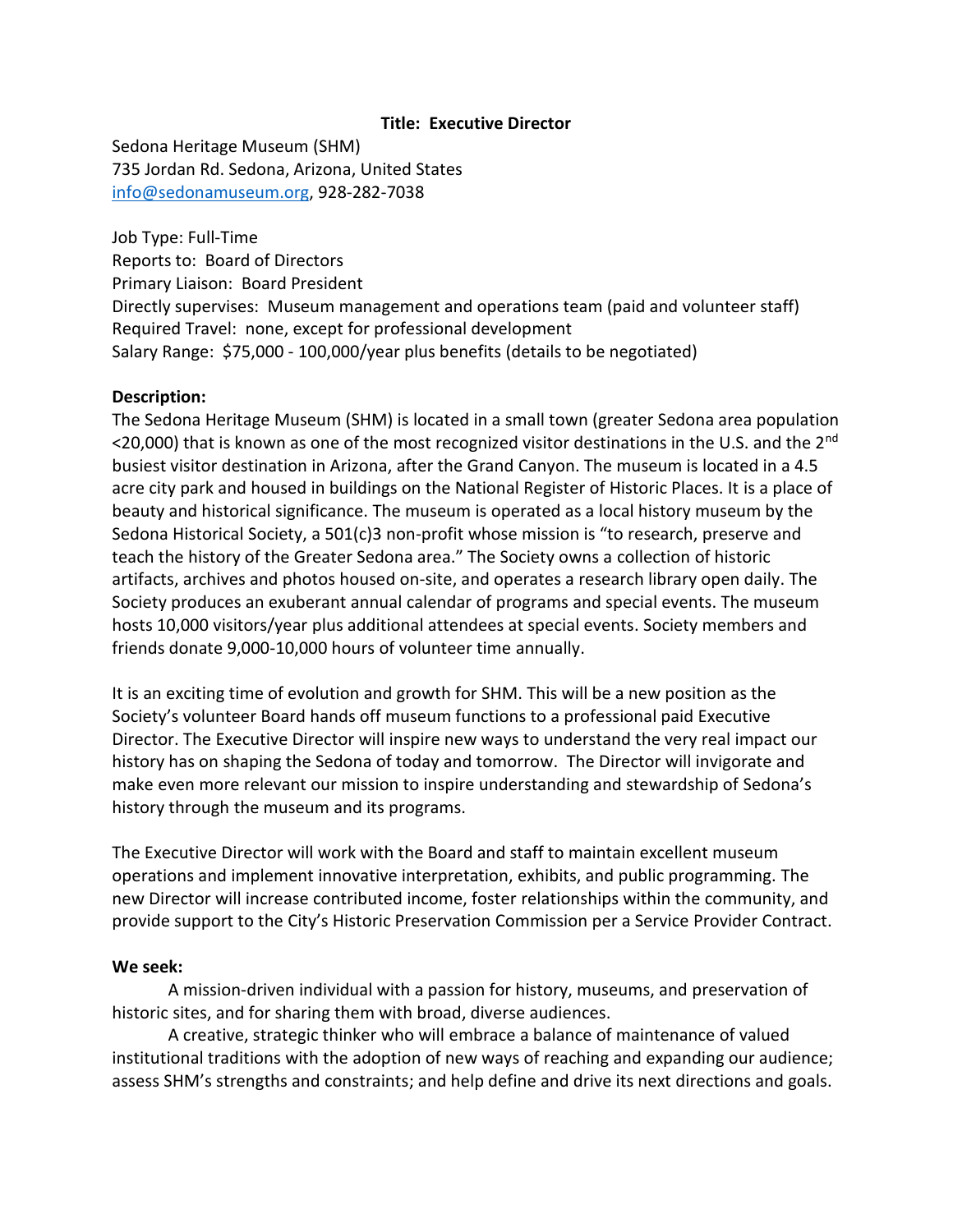**Title: Executive Director**

Sedona Heritage Museum (SHM)
735 Jordan Rd. Sedona, Arizona, United States
[info@sedonamuseum.org](mailto:info@sedonamuseum.org), 928-282-7038

Job Type: Full-Time
Reports to: Board of Directors
Primary Liaison: Board President
Directly supervises: Museum management and operations team (paid and volunteer staff)
Required Travel: none, except for professional development
Salary Range: $75,000 - 100,000/year plus benefits (details to be negotiated)

**Description:**

The Sedona Heritage Museum (SHM) is located in a small town (greater Sedona area population <20,000) that is known as one of the most recognized visitor destinations in the U.S. and the 2nd busiest visitor destination in Arizona, after the Grand Canyon. The museum is located in a 4.5 acre city park and housed in buildings on the National Register of Historic Places. It is a place of beauty and historical significance. The museum is operated as a local history museum by the Sedona Historical Society, a 501(c)3 non-profit whose mission is "to research, preserve and teach the history of the Greater Sedona area." The Society owns a collection of historic artifacts, archives and photos housed on-site, and operates a research library open daily. The Society produces an exuberant annual calendar of programs and special events. The museum hosts 10,000 visitors/year plus additional attendees at special events. Society members and friends donate 9,000-10,000 hours of volunteer time annually.

It is an exciting time of evolution and growth for SHM. This will be a new position as the Society's volunteer Board hands off museum functions to a professional paid Executive Director. The Executive Director will inspire new ways to understand the very real impact our history has on shaping the Sedona of today and tomorrow. The Director will invigorate and make even more relevant our mission to inspire understanding and stewardship of Sedona's history through the museum and its programs.

The Executive Director will work with the Board and staff to maintain excellent museum operations and implement innovative interpretation, exhibits, and public programming. The new Director will increase contributed income, foster relationships within the community, and provide support to the City's Historic Preservation Commission per a Service Provider Contract.

**We seek:**

A mission-driven individual with a passion for history, museums, and preservation of historic sites, and for sharing them with broad, diverse audiences.

A creative, strategic thinker who will embrace a balance of maintenance of valued institutional traditions with the adoption of new ways of reaching and expanding our audience; assess SHM's strengths and constraints; and help define and drive its next directions and goals.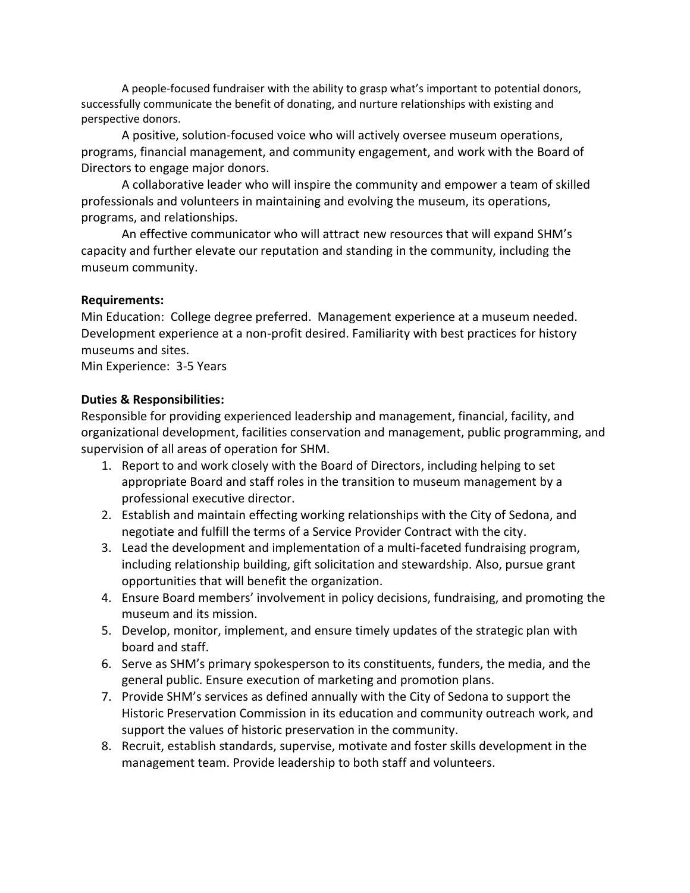A people-focused fundraiser with the ability to grasp what's important to potential donors, successfully communicate the benefit of donating, and nurture relationships with existing and perspective donors.

A positive, solution-focused voice who will actively oversee museum operations, programs, financial management, and community engagement, and work with the Board of Directors to engage major donors.

A collaborative leader who will inspire the community and empower a team of skilled professionals and volunteers in maintaining and evolving the museum, its operations, programs, and relationships.

An effective communicator who will attract new resources that will expand SHM's capacity and further elevate our reputation and standing in the community, including the museum community.

**Requirements:**

Min Education: College degree preferred. Management experience at a museum needed. Development experience at a non-profit desired. Familiarity with best practices for history museums and sites.

Min Experience: 3-5 Years

**Duties & Responsibilities:**

Responsible for providing experienced leadership and management, financial, facility, and organizational development, facilities conservation and management, public programming, and supervision of all areas of operation for SHM.

1. Report to and work closely with the Board of Directors, including helping to set appropriate Board and staff roles in the transition to museum management by a professional executive director.
2. Establish and maintain effecting working relationships with the City of Sedona, and negotiate and fulfill the terms of a Service Provider Contract with the city.
3. Lead the development and implementation of a multi-faceted fundraising program, including relationship building, gift solicitation and stewardship. Also, pursue grant opportunities that will benefit the organization.
4. Ensure Board members' involvement in policy decisions, fundraising, and promoting the museum and its mission.
5. Develop, monitor, implement, and ensure timely updates of the strategic plan with board and staff.
6. Serve as SHM's primary spokesperson to its constituents, funders, the media, and the general public. Ensure execution of marketing and promotion plans.
7. Provide SHM's services as defined annually with the City of Sedona to support the Historic Preservation Commission in its education and community outreach work, and support the values of historic preservation in the community.
8. Recruit, establish standards, supervise, motivate and foster skills development in the management team. Provide leadership to both staff and volunteers.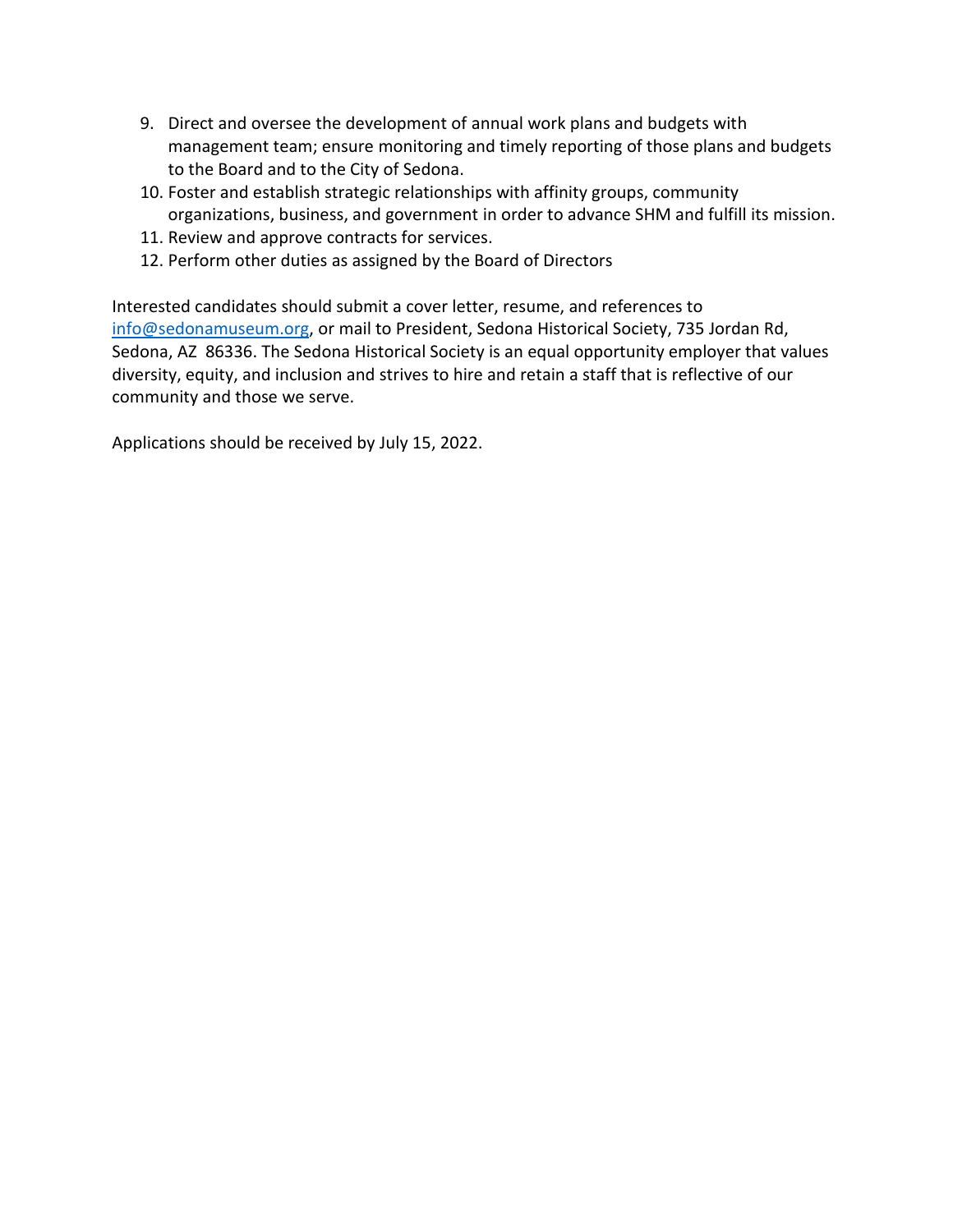9. Direct and oversee the development of annual work plans and budgets with management team; ensure monitoring and timely reporting of those plans and budgets to the Board and to the City of Sedona.
10. Foster and establish strategic relationships with affinity groups, community organizations, business, and government in order to advance SHM and fulfill its mission.
11. Review and approve contracts for services.
12. Perform other duties as assigned by the Board of Directors

Interested candidates should submit a cover letter, resume, and references to info@sedonamuseum.org, or mail to President, Sedona Historical Society, 735 Jordan Rd, Sedona, AZ 86336. The Sedona Historical Society is an equal opportunity employer that values diversity, equity, and inclusion and strives to hire and retain a staff that is reflective of our community and those we serve.

Applications should be received by July 15, 2022.